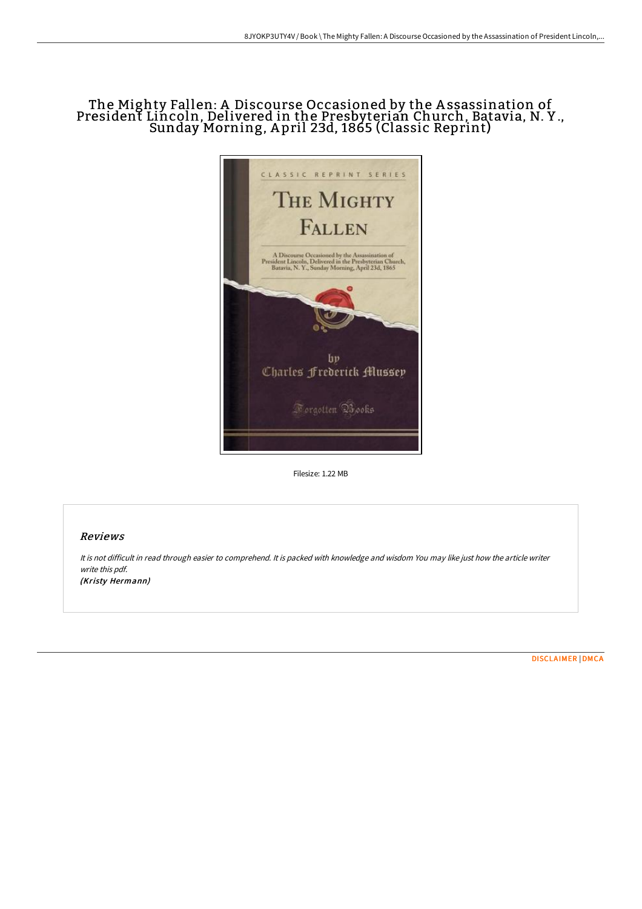# The Mighty Fallen: A Discourse Occasioned by the Assassination of President Lincoln, Delivered in the Presbyterian Church, Batavia, N. Y., Sunday Morning, April 23d, 1865 (Classic Reprint)

Filesize: 1.22 MB

## Reviews

*It is not difficult in read through easier to comprehend. It is packed with knowledge and wisdom You may like just how the article writer write this pdf.*
*(Kristy Hermann)*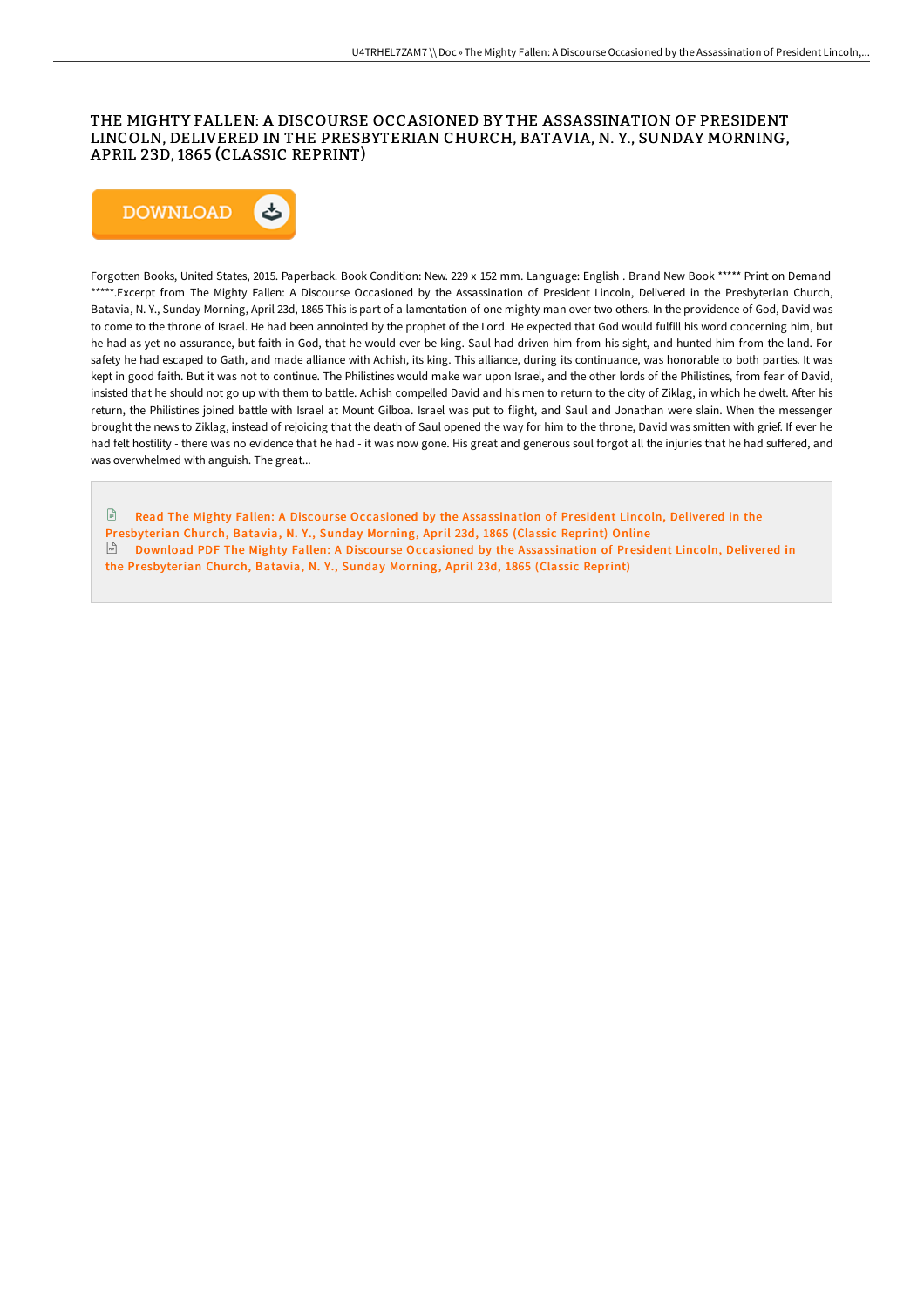# THE MIGHTY FALLEN: A DISCOURSE OCCASIONED BY THE ASSASSINATION OF PRESIDENT LINCOLN, DELIVERED IN THE PRESBYTERIAN CHURCH, BATAVIA, N. Y., SUNDAY MORNING, APRIL 23D, 1865 (CLASSIC REPRINT)

DOWNLOAD

Forgotten Books, United States, 2015. Paperback. Book Condition: New. 229 x 152 mm. Language: English . Brand New Book ***** Print on Demand *****.Excerpt from The Mighty Fallen: A Discourse Occasioned by the Assassination of President Lincoln, Delivered in the Presbyterian Church, Batavia, N. Y., Sunday Morning, April 23d, 1865 This is part of a lamentation of one mighty man over two others. In the providence of God, David was to come to the throne of Israel. He had been annointed by the prophet of the Lord. He expected that God would fulfill his word concerning him, but he had as yet no assurance, but faith in God, that he would ever be king. Saul had driven him from his sight, and hunted him from the land. For safety he had escaped to Gath, and made alliance with Achish, its king. This alliance, during its continuance, was honorable to both parties. It was kept in good faith. But it was not to continue. The Philistines would make war upon Israel, and the other lords of the Philistines, from fear of David, insisted that he should not go up with them to battle. Achish compelled David and his men to return to the city of Ziklag, in which he dwelt. After his return, the Philistines joined battle with Israel at Mount Gilboa. Israel was put to flight, and Saul and Jonathan were slain. When the messenger brought the news to Ziklag, instead of rejoicing that the death of Saul opened the way for him to the throne, David was smitten with grief. If ever he had felt hostility - there was no evidence that he had - it was now gone. His great and generous soul forgot all the injuries that he had suffered, and was overwhelmed with anguish. The great...

Read The Mighty Fallen: A Discourse Occasioned by the Assassination of President Lincoln, Delivered in the Presbyterian Church, Batavia, N. Y., Sunday Morning, April 23d, 1865 (Classic Reprint) Online

Download PDF The Mighty Fallen: A Discourse Occasioned by the Assassination of President Lincoln, Delivered in the Presbyterian Church, Batavia, N. Y., Sunday Morning, April 23d, 1865 (Classic Reprint)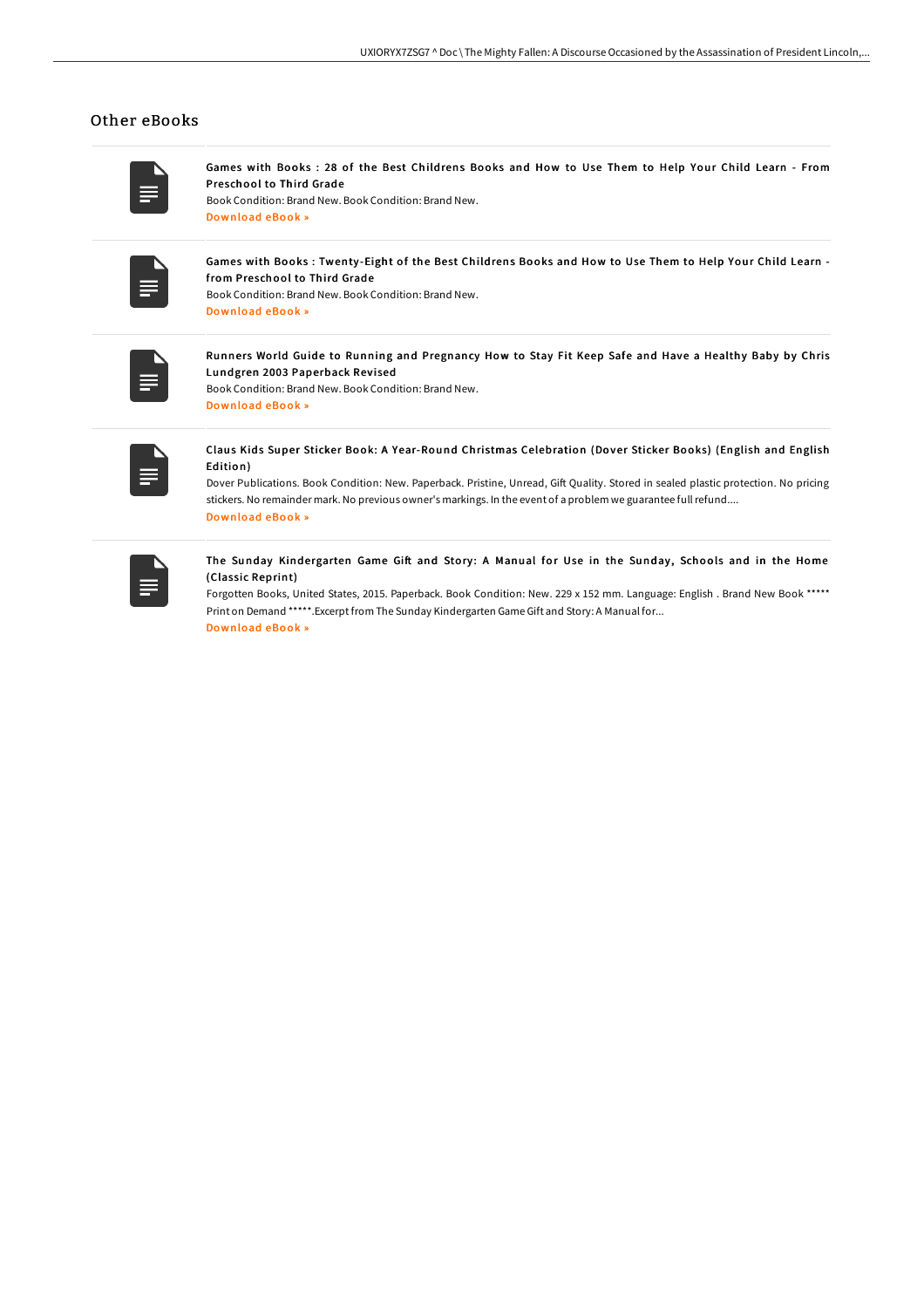## Other eBooks

**Games with Books : 28 of the Best Childrens Books and How to Use Them to Help Your Child Learn - From Preschool to Third Grade**

Book Condition: Brand New. Book Condition: Brand New.

Download eBook »

**Games with Books : Twenty-Eight of the Best Childrens Books and How to Use Them to Help Your Child Learn - from Preschool to Third Grade**

Book Condition: Brand New. Book Condition: Brand New.

Download eBook »

**Runners World Guide to Running and Pregnancy How to Stay Fit Keep Safe and Have a Healthy Baby by Chris Lundgren 2003 Paperback Revised**

Book Condition: Brand New. Book Condition: Brand New.

Download eBook »

**Claus Kids Super Sticker Book: A Year-Round Christmas Celebration (Dover Sticker Books) (English and English Edition)**

Dover Publications. Book Condition: New. Paperback. Pristine, Unread, Gift Quality. Stored in sealed plastic protection. No pricing stickers. No remainder mark. No previous owner's markings. In the event of a problem we guarantee full refund....

Download eBook »

**The Sunday Kindergarten Game Gift and Story: A Manual for Use in the Sunday, Schools and in the Home (Classic Reprint)**

Forgotten Books, United States, 2015. Paperback. Book Condition: New. 229 x 152 mm. Language: English . Brand New Book ***** Print on Demand *****.Excerpt from The Sunday Kindergarten Game Gift and Story: A Manual for...

Download eBook »